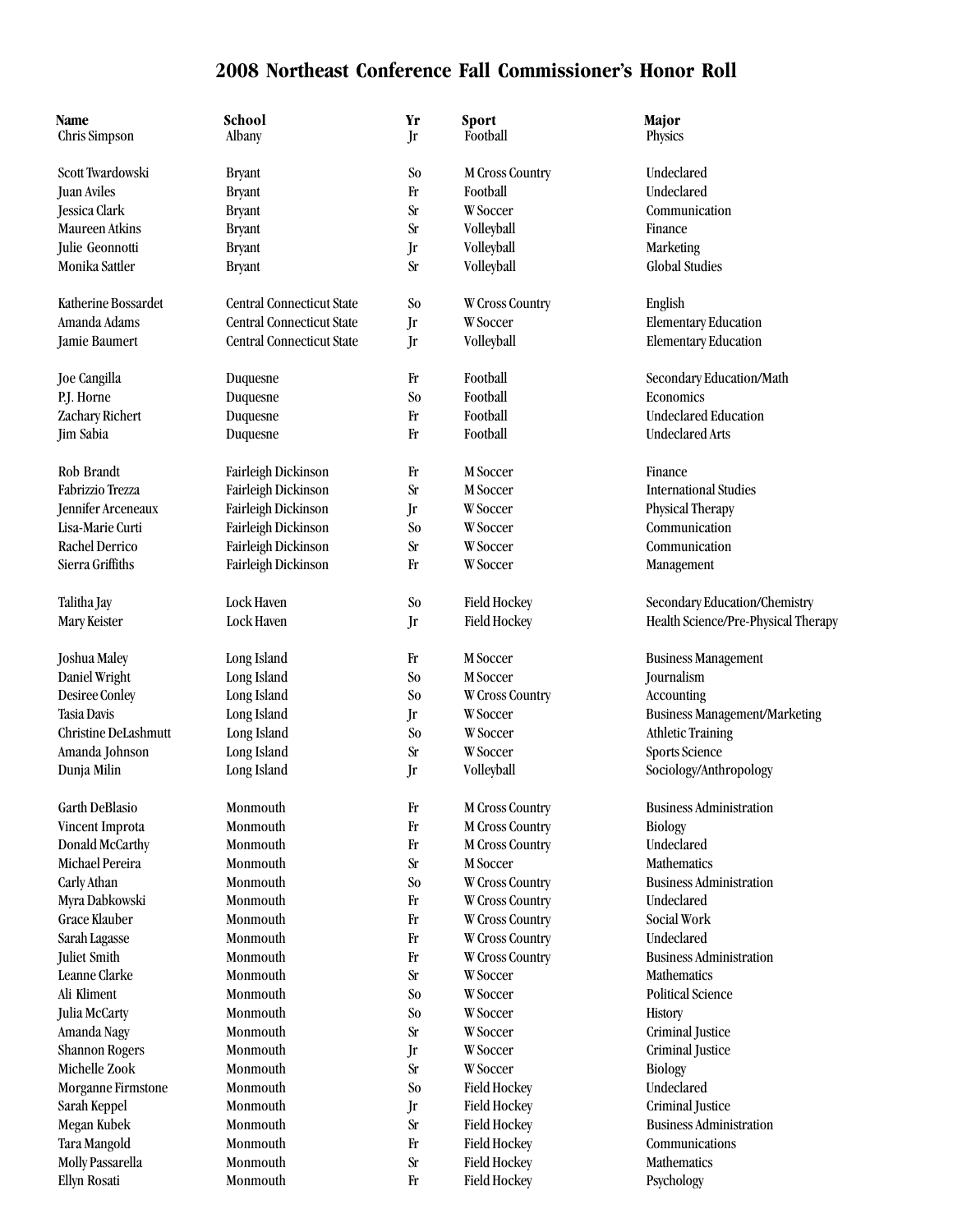# 2008 Northeast Conference Fall Commissioner's Honor Roll

| Name | School | Yr | Sport | Major |
|---|---|---|---|---|
| Chris Simpson | Albany | Jr | Football | Physics |
| Scott Twardowski | Bryant | So | M Cross Country | Undeclared |
| Juan Aviles | Bryant | Fr | Football | Undeclared |
| Jessica Clark | Bryant | Sr | W Soccer | Communication |
| Maureen Atkins | Bryant | Sr | Volleyball | Finance |
| Julie Geonnotti | Bryant | Jr | Volleyball | Marketing |
| Monika Sattler | Bryant | Sr | Volleyball | Global Studies |
| Katherine Bossardet | Central Connecticut State | So | W Cross Country | English |
| Amanda Adams | Central Connecticut State | Jr | W Soccer | Elementary Education |
| Jamie Baumert | Central Connecticut State | Jr | Volleyball | Elementary Education |
| Joe Cangilla | Duquesne | Fr | Football | Secondary Education/Math |
| P.J. Horne | Duquesne | So | Football | Economics |
| Zachary Richert | Duquesne | Fr | Football | Undeclared Education |
| Jim Sabia | Duquesne | Fr | Football | Undeclared Arts |
| Rob Brandt | Fairleigh Dickinson | Fr | M Soccer | Finance |
| Fabrizzio Trezza | Fairleigh Dickinson | Sr | M Soccer | International Studies |
| Jennifer Arceneaux | Fairleigh Dickinson | Jr | W Soccer | Physical Therapy |
| Lisa-Marie Curti | Fairleigh Dickinson | So | W Soccer | Communication |
| Rachel Derrico | Fairleigh Dickinson | Sr | W Soccer | Communication |
| Sierra Griffiths | Fairleigh Dickinson | Fr | W Soccer | Management |
| Talitha Jay | Lock Haven | So | Field Hockey | Secondary Education/Chemistry |
| Mary Keister | Lock Haven | Jr | Field Hockey | Health Science/Pre-Physical Therapy |
| Joshua Maley | Long Island | Fr | M Soccer | Business Management |
| Daniel Wright | Long Island | So | M Soccer | Journalism |
| Desiree Conley | Long Island | So | W Cross Country | Accounting |
| Tasia Davis | Long Island | Jr | W Soccer | Business Management/Marketing |
| Christine DeLashmutt | Long Island | So | W Soccer | Athletic Training |
| Amanda Johnson | Long Island | Sr | W Soccer | Sports Science |
| Dunja Milin | Long Island | Jr | Volleyball | Sociology/Anthropology |
| Garth DeBlasio | Monmouth | Fr | M Cross Country | Business Administration |
| Vincent Improta | Monmouth | Fr | M Cross Country | Biology |
| Donald McCarthy | Monmouth | Fr | M Cross Country | Undeclared |
| Michael Pereira | Monmouth | Sr | M Soccer | Mathematics |
| Carly Athan | Monmouth | So | W Cross Country | Business Administration |
| Myra Dabkowski | Monmouth | Fr | W Cross Country | Undeclared |
| Grace Klauber | Monmouth | Fr | W Cross Country | Social Work |
| Sarah Lagasse | Monmouth | Fr | W Cross Country | Undeclared |
| Juliet Smith | Monmouth | Fr | W Cross Country | Business Administration |
| Leanne Clarke | Monmouth | Sr | W Soccer | Mathematics |
| Ali Kliment | Monmouth | So | W Soccer | Political Science |
| Julia McCarty | Monmouth | So | W Soccer | History |
| Amanda Nagy | Monmouth | Sr | W Soccer | Criminal Justice |
| Shannon Rogers | Monmouth | Jr | W Soccer | Criminal Justice |
| Michelle Zook | Monmouth | Sr | W Soccer | Biology |
| Morganne Firmstone | Monmouth | So | Field Hockey | Undeclared |
| Sarah Keppel | Monmouth | Jr | Field Hockey | Criminal Justice |
| Megan Kubek | Monmouth | Sr | Field Hockey | Business Administration |
| Tara Mangold | Monmouth | Fr | Field Hockey | Communications |
| Molly Passarella | Monmouth | Sr | Field Hockey | Mathematics |
| Ellyn Rosati | Monmouth | Fr | Field Hockey | Psychology |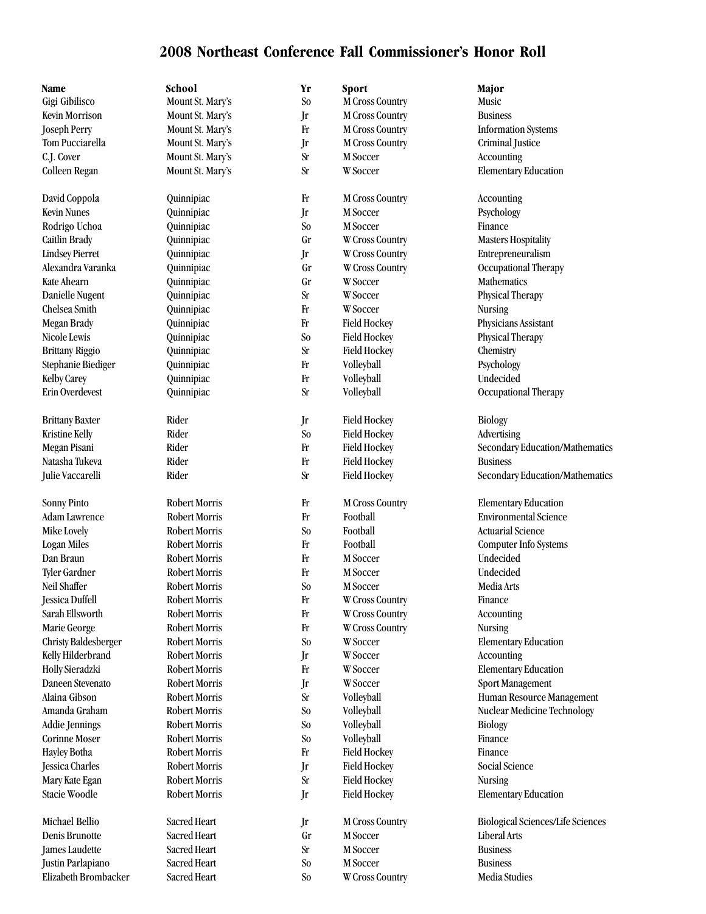# 2008 Northeast Conference Fall Commissioner's Honor Roll

| Name | School | Yr | Sport | Major |
|---|---|---|---|---|
| Gigi Gibilisco | Mount St. Mary's | So | M Cross Country | Music |
| Kevin Morrison | Mount St. Mary's | Jr | M Cross Country | Business |
| Joseph Perry | Mount St. Mary's | Fr | M Cross Country | Information Systems |
| Tom Pucciarella | Mount St. Mary's | Jr | M Cross Country | Criminal Justice |
| C.J. Cover | Mount St. Mary's | Sr | M Soccer | Accounting |
| Colleen Regan | Mount St. Mary's | Sr | W Soccer | Elementary Education |
| David Coppola | Quinnipiac | Fr | M Cross Country | Accounting |
| Kevin Nunes | Quinnipiac | Jr | M Soccer | Psychology |
| Rodrigo Uchoa | Quinnipiac | So | M Soccer | Finance |
| Caitlin Brady | Quinnipiac | Gr | W Cross Country | Masters Hospitality |
| Lindsey Pierret | Quinnipiac | Jr | W Cross Country | Entrepreneuralism |
| Alexandra Varanka | Quinnipiac | Gr | W Cross Country | Occupational Therapy |
| Kate Ahearn | Quinnipiac | Gr | W Soccer | Mathematics |
| Danielle Nugent | Quinnipiac | Sr | W Soccer | Physical Therapy |
| Chelsea Smith | Quinnipiac | Fr | W Soccer | Nursing |
| Megan Brady | Quinnipiac | Fr | Field Hockey | Physicians Assistant |
| Nicole Lewis | Quinnipiac | So | Field Hockey | Physical Therapy |
| Brittany Riggio | Quinnipiac | Sr | Field Hockey | Chemistry |
| Stephanie Biediger | Quinnipiac | Fr | Volleyball | Psychology |
| Kelby Carey | Quinnipiac | Fr | Volleyball | Undecided |
| Erin Overdevest | Quinnipiac | Sr | Volleyball | Occupational Therapy |
| Brittany Baxter | Rider | Jr | Field Hockey | Biology |
| Kristine Kelly | Rider | So | Field Hockey | Advertising |
| Megan Pisani | Rider | Fr | Field Hockey | Secondary Education/Mathematics |
| Natasha Tukeva | Rider | Fr | Field Hockey | Business |
| Julie Vaccarelli | Rider | Sr | Field Hockey | Secondary Education/Mathematics |
| Sonny Pinto | Robert Morris | Fr | M Cross Country | Elementary Education |
| Adam Lawrence | Robert Morris | Fr | Football | Environmental Science |
| Mike Lovely | Robert Morris | So | Football | Actuarial Science |
| Logan Miles | Robert Morris | Fr | Football | Computer Info Systems |
| Dan Braun | Robert Morris | Fr | M Soccer | Undecided |
| Tyler Gardner | Robert Morris | Fr | M Soccer | Undecided |
| Neil Shaffer | Robert Morris | So | M Soccer | Media Arts |
| Jessica Duffell | Robert Morris | Fr | W Cross Country | Finance |
| Sarah Ellsworth | Robert Morris | Fr | W Cross Country | Accounting |
| Marie George | Robert Morris | Fr | W Cross Country | Nursing |
| Christy Baldesberger | Robert Morris | So | W Soccer | Elementary Education |
| Kelly Hilderbrand | Robert Morris | Jr | W Soccer | Accounting |
| Holly Sieradzki | Robert Morris | Fr | W Soccer | Elementary Education |
| Daneen Stevenato | Robert Morris | Jr | W Soccer | Sport Management |
| Alaina Gibson | Robert Morris | Sr | Volleyball | Human Resource Management |
| Amanda Graham | Robert Morris | So | Volleyball | Nuclear Medicine Technology |
| Addie Jennings | Robert Morris | So | Volleyball | Biology |
| Corinne Moser | Robert Morris | So | Volleyball | Finance |
| Hayley Botha | Robert Morris | Fr | Field Hockey | Finance |
| Jessica Charles | Robert Morris | Jr | Field Hockey | Social Science |
| Mary Kate Egan | Robert Morris | Sr | Field Hockey | Nursing |
| Stacie Woodle | Robert Morris | Jr | Field Hockey | Elementary Education |
| Michael Bellio | Sacred Heart | Jr | M Cross Country | Biological Sciences/Life Sciences |
| Denis Brunotte | Sacred Heart | Gr | M Soccer | Liberal Arts |
| James Laudette | Sacred Heart | Sr | M Soccer | Business |
| Justin Parlapiano | Sacred Heart | So | M Soccer | Business |
| Elizabeth Brombacker | Sacred Heart | So | W Cross Country | Media Studies |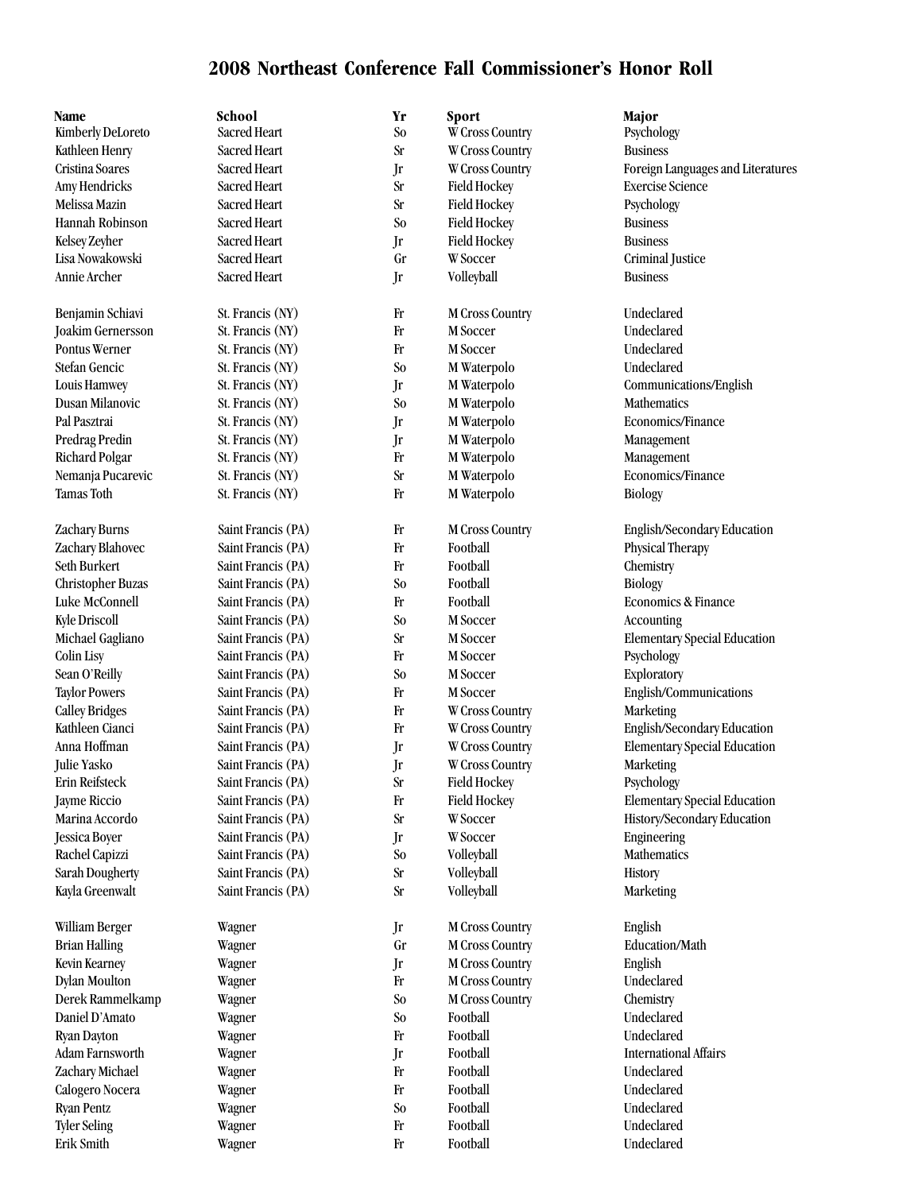## 2008 Northeast Conference Fall Commissioner's Honor Roll

| Name | School | Yr | Sport | Major |
|---|---|---|---|---|
| Kimberly DeLoreto | Sacred Heart | So | W Cross Country | Psychology |
| Kathleen Henry | Sacred Heart | Sr | W Cross Country | Business |
| Cristina Soares | Sacred Heart | Jr | W Cross Country | Foreign Languages and Literatures |
| Amy Hendricks | Sacred Heart | Sr | Field Hockey | Exercise Science |
| Melissa Mazin | Sacred Heart | Sr | Field Hockey | Psychology |
| Hannah Robinson | Sacred Heart | So | Field Hockey | Business |
| Kelsey Zeyher | Sacred Heart | Jr | Field Hockey | Business |
| Lisa Nowakowski | Sacred Heart | Gr | W Soccer | Criminal Justice |
| Annie Archer | Sacred Heart | Jr | Volleyball | Business |
| | | | | |
| Benjamin Schiavi | St. Francis (NY) | Fr | M Cross Country | Undeclared |
| Joakim Gernersson | St. Francis (NY) | Fr | M Soccer | Undeclared |
| Pontus Werner | St. Francis (NY) | Fr | M Soccer | Undeclared |
| Stefan Gencic | St. Francis (NY) | So | M Waterpolo | Undeclared |
| Louis Hamwey | St. Francis (NY) | Jr | M Waterpolo | Communications/English |
| Dusan Milanovic | St. Francis (NY) | So | M Waterpolo | Mathematics |
| Pal Pasztrai | St. Francis (NY) | Jr | M Waterpolo | Economics/Finance |
| Predrag Predin | St. Francis (NY) | Jr | M Waterpolo | Management |
| Richard Polgar | St. Francis (NY) | Fr | M Waterpolo | Management |
| Nemanja Pucarevic | St. Francis (NY) | Sr | M Waterpolo | Economics/Finance |
| Tamas Toth | St. Francis (NY) | Fr | M Waterpolo | Biology |
| | | | | |
| Zachary Burns | Saint Francis (PA) | Fr | M Cross Country | English/Secondary Education |
| Zachary Blahovec | Saint Francis (PA) | Fr | Football | Physical Therapy |
| Seth Burkert | Saint Francis (PA) | Fr | Football | Chemistry |
| Christopher Buzas | Saint Francis (PA) | So | Football | Biology |
| Luke McConnell | Saint Francis (PA) | Fr | Football | Economics & Finance |
| Kyle Driscoll | Saint Francis (PA) | So | M Soccer | Accounting |
| Michael Gagliano | Saint Francis (PA) | Sr | M Soccer | Elementary Special Education |
| Colin Lisy | Saint Francis (PA) | Fr | M Soccer | Psychology |
| Sean O'Reilly | Saint Francis (PA) | So | M Soccer | Exploratory |
| Taylor Powers | Saint Francis (PA) | Fr | M Soccer | English/Communications |
| Calley Bridges | Saint Francis (PA) | Fr | W Cross Country | Marketing |
| Kathleen Cianci | Saint Francis (PA) | Fr | W Cross Country | English/Secondary Education |
| Anna Hoffman | Saint Francis (PA) | Jr | W Cross Country | Elementary Special Education |
| Julie Yasko | Saint Francis (PA) | Jr | W Cross Country | Marketing |
| Erin Reifsteck | Saint Francis (PA) | Sr | Field Hockey | Psychology |
| Jayme Riccio | Saint Francis (PA) | Fr | Field Hockey | Elementary Special Education |
| Marina Accordo | Saint Francis (PA) | Sr | W Soccer | History/Secondary Education |
| Jessica Boyer | Saint Francis (PA) | Jr | W Soccer | Engineering |
| Rachel Capizzi | Saint Francis (PA) | So | Volleyball | Mathematics |
| Sarah Dougherty | Saint Francis (PA) | Sr | Volleyball | History |
| Kayla Greenwalt | Saint Francis (PA) | Sr | Volleyball | Marketing |
| | | | | |
| William Berger | Wagner | Jr | M Cross Country | English |
| Brian Halling | Wagner | Gr | M Cross Country | Education/Math |
| Kevin Kearney | Wagner | Jr | M Cross Country | English |
| Dylan Moulton | Wagner | Fr | M Cross Country | Undeclared |
| Derek Rammelkamp | Wagner | So | M Cross Country | Chemistry |
| Daniel D'Amato | Wagner | So | Football | Undeclared |
| Ryan Dayton | Wagner | Fr | Football | Undeclared |
| Adam Farnsworth | Wagner | Jr | Football | International Affairs |
| Zachary Michael | Wagner | Fr | Football | Undeclared |
| Calogero Nocera | Wagner | Fr | Football | Undeclared |
| Ryan Pentz | Wagner | So | Football | Undeclared |
| Tyler Seling | Wagner | Fr | Football | Undeclared |
| Erik Smith | Wagner | Fr | Football | Undeclared |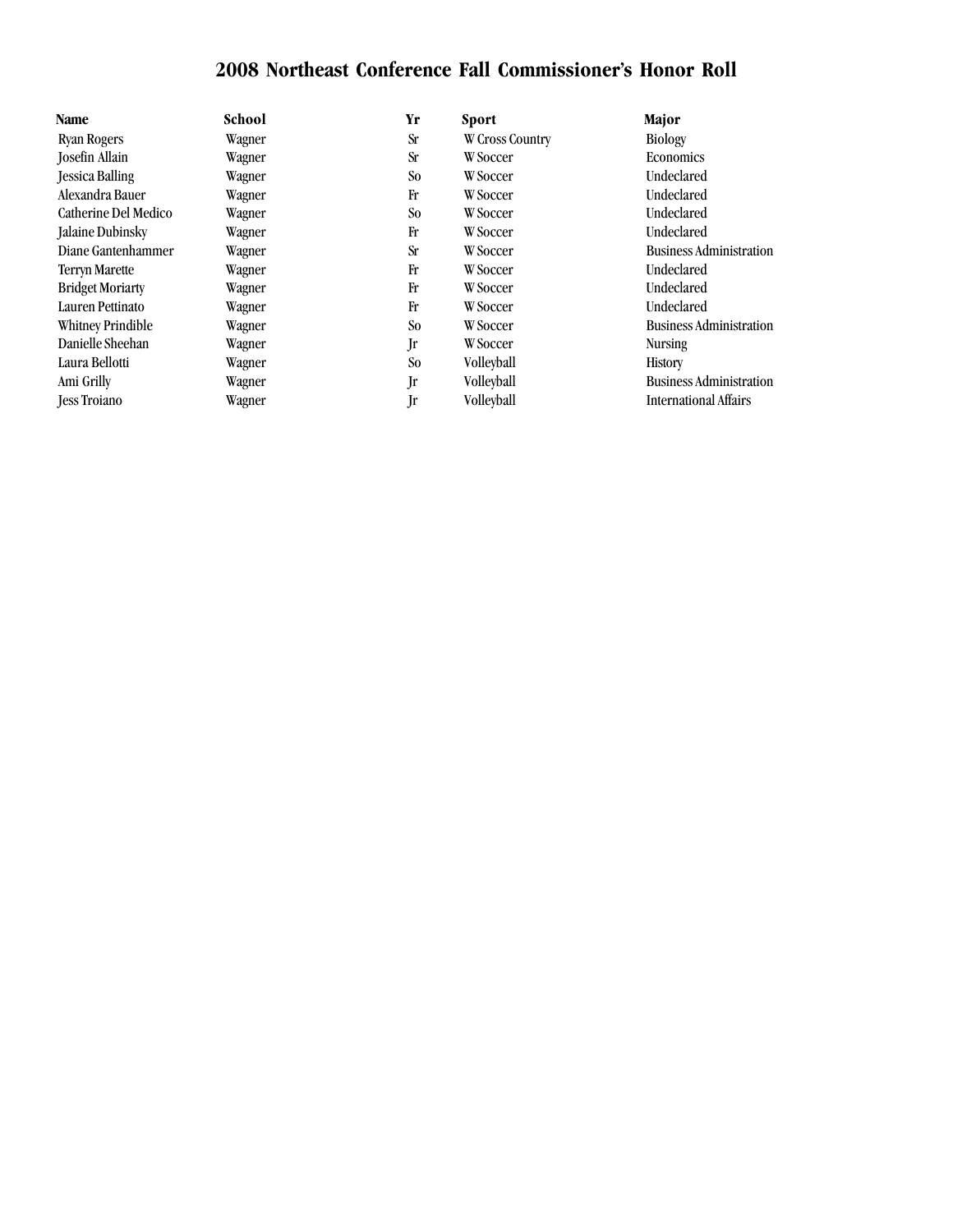# 2008 Northeast Conference Fall Commissioner's Honor Roll

| Name | School | Yr | Sport | Major |
|---|---|---|---|---|
| Ryan Rogers | Wagner | Sr | W Cross Country | Biology |
| Josefin Allain | Wagner | Sr | W Soccer | Economics |
| Jessica Balling | Wagner | So | W Soccer | Undeclared |
| Alexandra Bauer | Wagner | Fr | W Soccer | Undeclared |
| Catherine Del Medico | Wagner | So | W Soccer | Undeclared |
| Jalaine Dubinsky | Wagner | Fr | W Soccer | Undeclared |
| Diane Gantenhammer | Wagner | Sr | W Soccer | Business Administration |
| Terryn Marette | Wagner | Fr | W Soccer | Undeclared |
| Bridget Moriarty | Wagner | Fr | W Soccer | Undeclared |
| Lauren Pettinato | Wagner | Fr | W Soccer | Undeclared |
| Whitney Prindible | Wagner | So | W Soccer | Business Administration |
| Danielle Sheehan | Wagner | Jr | W Soccer | Nursing |
| Laura Bellotti | Wagner | So | Volleyball | History |
| Ami Grilly | Wagner | Jr | Volleyball | Business Administration |
| Jess Troiano | Wagner | Jr | Volleyball | International Affairs |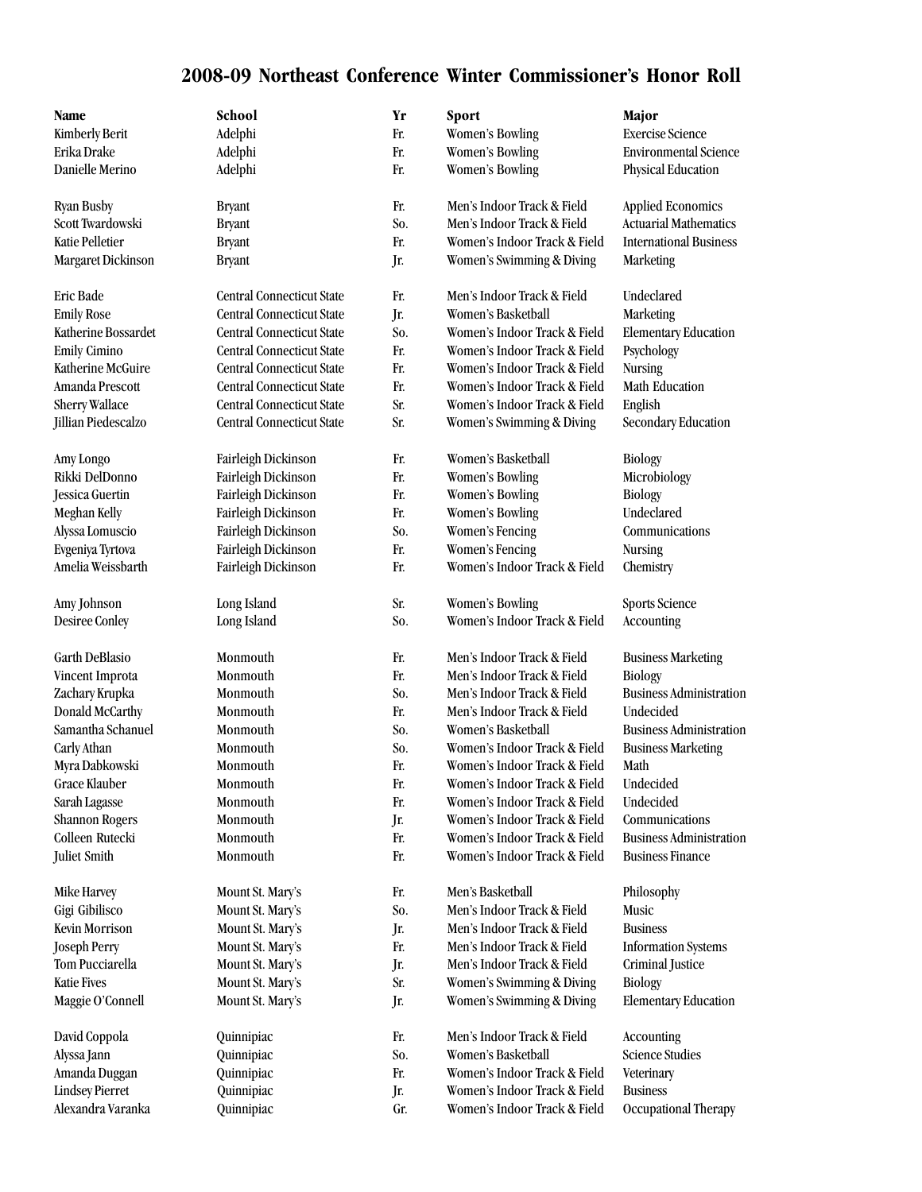# 2008-09 Northeast Conference Winter Commissioner's Honor Roll

| Name | School | Yr | Sport | Major |
|---|---|---|---|---|
| Kimberly Berit | Adelphi | Fr. | Women's Bowling | Exercise Science |
| Erika Drake | Adelphi | Fr. | Women's Bowling | Environmental Science |
| Danielle Merino | Adelphi | Fr. | Women's Bowling | Physical Education |
| Ryan Busby | Bryant | Fr. | Men's Indoor Track & Field | Applied Economics |
| Scott Twardowski | Bryant | So. | Men's Indoor Track & Field | Actuarial Mathematics |
| Katie Pelletier | Bryant | Fr. | Women's Indoor Track & Field | International Business |
| Margaret Dickinson | Bryant | Jr. | Women's Swimming & Diving | Marketing |
| Eric Bade | Central Connecticut State | Fr. | Men's Indoor Track & Field | Undeclared |
| Emily Rose | Central Connecticut State | Jr. | Women's Basketball | Marketing |
| Katherine Bossardet | Central Connecticut State | So. | Women's Indoor Track & Field | Elementary Education |
| Emily Cimino | Central Connecticut State | Fr. | Women's Indoor Track & Field | Psychology |
| Katherine McGuire | Central Connecticut State | Fr. | Women's Indoor Track & Field | Nursing |
| Amanda Prescott | Central Connecticut State | Fr. | Women's Indoor Track & Field | Math Education |
| Sherry Wallace | Central Connecticut State | Sr. | Women's Indoor Track & Field | English |
| Jillian Piedescalzo | Central Connecticut State | Sr. | Women's Swimming & Diving | Secondary Education |
| Amy Longo | Fairleigh Dickinson | Fr. | Women's Basketball | Biology |
| Rikki DelDonno | Fairleigh Dickinson | Fr. | Women's Bowling | Microbiology |
| Jessica Guertin | Fairleigh Dickinson | Fr. | Women's Bowling | Biology |
| Meghan Kelly | Fairleigh Dickinson | Fr. | Women's Bowling | Undeclared |
| Alyssa Lomuscio | Fairleigh Dickinson | So. | Women's Fencing | Communications |
| Evgeniya Tyrtova | Fairleigh Dickinson | Fr. | Women's Fencing | Nursing |
| Amelia Weissbarth | Fairleigh Dickinson | Fr. | Women's Indoor Track & Field | Chemistry |
| Amy Johnson | Long Island | Sr. | Women's Bowling | Sports Science |
| Desiree Conley | Long Island | So. | Women's Indoor Track & Field | Accounting |
| Garth DeBlasio | Monmouth | Fr. | Men's Indoor Track & Field | Business Marketing |
| Vincent Improta | Monmouth | Fr. | Men's Indoor Track & Field | Biology |
| Zachary Krupka | Monmouth | So. | Men's Indoor Track & Field | Business Administration |
| Donald McCarthy | Monmouth | Fr. | Men's Indoor Track & Field | Undecided |
| Samantha Schanuel | Monmouth | So. | Women's Basketball | Business Administration |
| Carly Athan | Monmouth | So. | Women's Indoor Track & Field | Business Marketing |
| Myra Dabkowski | Monmouth | Fr. | Women's Indoor Track & Field | Math |
| Grace Klauber | Monmouth | Fr. | Women's Indoor Track & Field | Undecided |
| Sarah Lagasse | Monmouth | Fr. | Women's Indoor Track & Field | Undecided |
| Shannon Rogers | Monmouth | Jr. | Women's Indoor Track & Field | Communications |
| Colleen Rutecki | Monmouth | Fr. | Women's Indoor Track & Field | Business Administration |
| Juliet Smith | Monmouth | Fr. | Women's Indoor Track & Field | Business Finance |
| Mike Harvey | Mount St. Mary's | Fr. | Men's Basketball | Philosophy |
| Gigi Gibilisco | Mount St. Mary's | So. | Men's Indoor Track & Field | Music |
| Kevin Morrison | Mount St. Mary's | Jr. | Men's Indoor Track & Field | Business |
| Joseph Perry | Mount St. Mary's | Fr. | Men's Indoor Track & Field | Information Systems |
| Tom Pucciarella | Mount St. Mary's | Jr. | Men's Indoor Track & Field | Criminal Justice |
| Katie Fives | Mount St. Mary's | Sr. | Women's Swimming & Diving | Biology |
| Maggie O'Connell | Mount St. Mary's | Jr. | Women's Swimming & Diving | Elementary Education |
| David Coppola | Quinnipiac | Fr. | Men's Indoor Track & Field | Accounting |
| Alyssa Jann | Quinnipiac | So. | Women's Basketball | Science Studies |
| Amanda Duggan | Quinnipiac | Fr. | Women's Indoor Track & Field | Veterinary |
| Lindsey Pierret | Quinnipiac | Jr. | Women's Indoor Track & Field | Business |
| Alexandra Varanka | Quinnipiac | Gr. | Women's Indoor Track & Field | Occupational Therapy |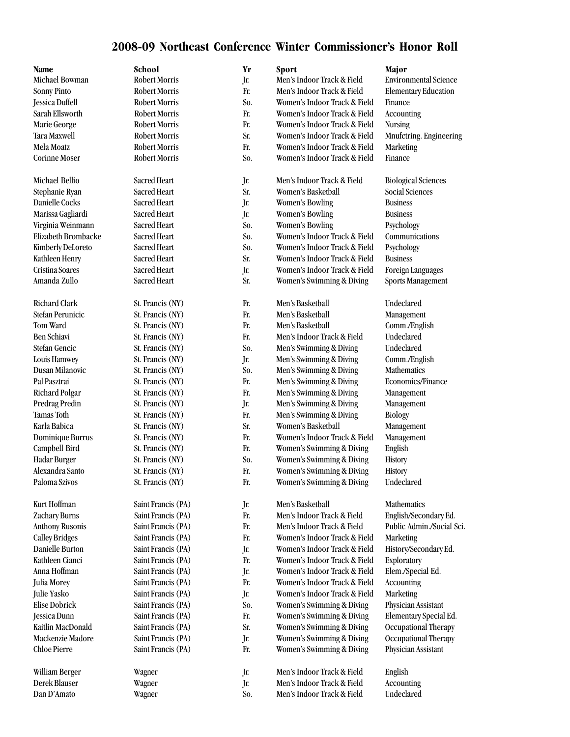# 2008-09 Northeast Conference Winter Commissioner's Honor Roll

| Name | School | Yr | Sport | Major |
|---|---|---|---|---|
| Michael Bowman | Robert Morris | Jr. | Men's Indoor Track & Field | Environmental Science |
| Sonny Pinto | Robert Morris | Fr. | Men's Indoor Track & Field | Elementary Education |
| Jessica Duffell | Robert Morris | So. | Women's Indoor Track & Field | Finance |
| Sarah Ellsworth | Robert Morris | Fr. | Women's Indoor Track & Field | Accounting |
| Marie George | Robert Morris | Fr. | Women's Indoor Track & Field | Nursing |
| Tara Maxwell | Robert Morris | Sr. | Women's Indoor Track & Field | Mnufctring. Engineering |
| Mela Moatz | Robert Morris | Fr. | Women's Indoor Track & Field | Marketing |
| Corinne Moser | Robert Morris | So. | Women's Indoor Track & Field | Finance |
| | | | | |
| Michael Bellio | Sacred Heart | Jr. | Men's Indoor Track & Field | Biological Sciences |
| Stephanie Ryan | Sacred Heart | Sr. | Women's Basketball | Social Sciences |
| Danielle Cocks | Sacred Heart | Jr. | Women's Bowling | Business |
| Marissa Gagliardi | Sacred Heart | Jr. | Women's Bowling | Business |
| Virginia Weinmann | Sacred Heart | So. | Women's Bowling | Psychology |
| Elizabeth Brombacke | Sacred Heart | So. | Women's Indoor Track & Field | Communications |
| Kimberly DeLoreto | Sacred Heart | So. | Women's Indoor Track & Field | Psychology |
| Kathleen Henry | Sacred Heart | Sr. | Women's Indoor Track & Field | Business |
| Cristina Soares | Sacred Heart | Jr. | Women's Indoor Track & Field | Foreign Languages |
| Amanda Zullo | Sacred Heart | Sr. | Women's Swimming & Diving | Sports Management |
| | | | | |
| Richard Clark | St. Francis (NY) | Fr. | Men's Basketball | Undeclared |
| Stefan Perunicic | St. Francis (NY) | Fr. | Men's Basketball | Management |
| Tom Ward | St. Francis (NY) | Fr. | Men's Basketball | Comm./English |
| Ben Schiavi | St. Francis (NY) | Fr. | Men's Indoor Track & Field | Undeclared |
| Stefan Gencic | St. Francis (NY) | So. | Men's Swimming & Diving | Undeclared |
| Louis Hamwey | St. Francis (NY) | Jr. | Men's Swimming & Diving | Comm./English |
| Dusan Milanovic | St. Francis (NY) | So. | Men's Swimming & Diving | Mathematics |
| Pal Pasztrai | St. Francis (NY) | Fr. | Men's Swimming & Diving | Economics/Finance |
| Richard Polgar | St. Francis (NY) | Fr. | Men's Swimming & Diving | Management |
| Predrag Predin | St. Francis (NY) | Jr. | Men's Swimming & Diving | Management |
| Tamas Toth | St. Francis (NY) | Fr. | Men's Swimming & Diving | Biology |
| Karla Babica | St. Francis (NY) | Sr. | Women's Basketball | Management |
| Dominique Burrus | St. Francis (NY) | Fr. | Women's Indoor Track & Field | Management |
| Campbell Bird | St. Francis (NY) | Fr. | Women's Swimming & Diving | English |
| Hadar Burger | St. Francis (NY) | So. | Women's Swimming & Diving | History |
| Alexandra Santo | St. Francis (NY) | Fr. | Women's Swimming & Diving | History |
| Paloma Szivos | St. Francis (NY) | Fr. | Women's Swimming & Diving | Undeclared |
| | | | | |
| Kurt Hoffman | Saint Francis (PA) | Jr. | Men's Basketball | Mathematics |
| Zachary Burns | Saint Francis (PA) | Fr. | Men's Indoor Track & Field | English/Secondary Ed. |
| Anthony Rusonis | Saint Francis (PA) | Fr. | Men's Indoor Track & Field | Public Admin./Social Sci. |
| Calley Bridges | Saint Francis (PA) | Fr. | Women's Indoor Track & Field | Marketing |
| Danielle Burton | Saint Francis (PA) | Jr. | Women's Indoor Track & Field | History/Secondary Ed. |
| Kathleen Cianci | Saint Francis (PA) | Fr. | Women's Indoor Track & Field | Exploratory |
| Anna Hoffman | Saint Francis (PA) | Jr. | Women's Indoor Track & Field | Elem./Special Ed. |
| Julia Morey | Saint Francis (PA) | Fr. | Women's Indoor Track & Field | Accounting |
| Julie Yasko | Saint Francis (PA) | Jr. | Women's Indoor Track & Field | Marketing |
| Elise Dobrick | Saint Francis (PA) | So. | Women's Swimming & Diving | Physician Assistant |
| Jessica Dunn | Saint Francis (PA) | Fr. | Women's Swimming & Diving | Elementary Special Ed. |
| Kaitlin MacDonald | Saint Francis (PA) | Sr. | Women's Swimming & Diving | Occupational Therapy |
| Mackenzie Madore | Saint Francis (PA) | Jr. | Women's Swimming & Diving | Occupational Therapy |
| Chloe Pierre | Saint Francis (PA) | Fr. | Women's Swimming & Diving | Physician Assistant |
| | | | | |
| William Berger | Wagner | Jr. | Men's Indoor Track & Field | English |
| Derek Blauser | Wagner | Jr. | Men's Indoor Track & Field | Accounting |
| Dan D'Amato | Wagner | So. | Men's Indoor Track & Field | Undeclared |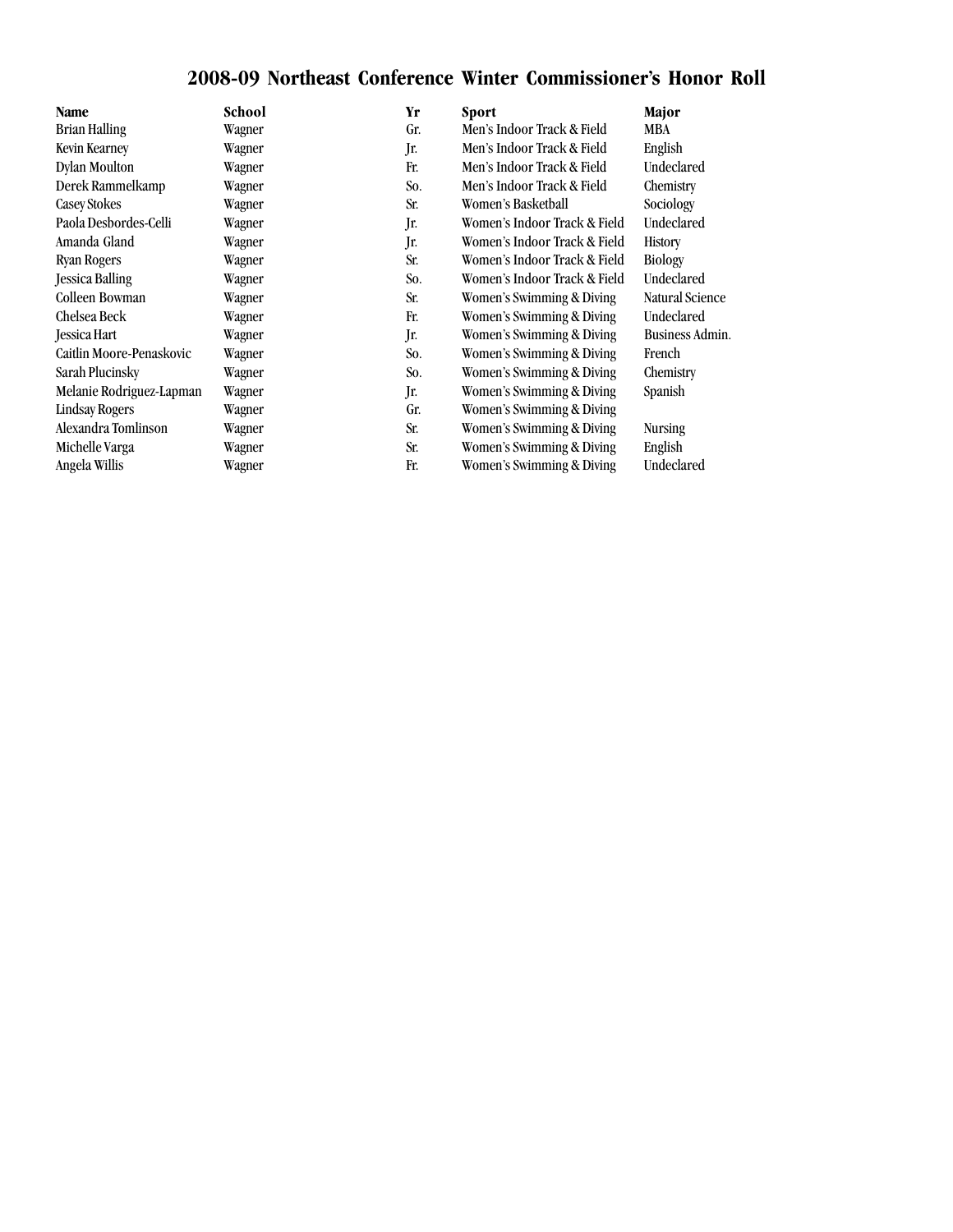# 2008-09 Northeast Conference Winter Commissioner's Honor Roll

| Name | School | Yr | Sport | Major |
|---|---|---|---|---|
| Brian Halling | Wagner | Gr. | Men's Indoor Track & Field | MBA |
| Kevin Kearney | Wagner | Jr. | Men's Indoor Track & Field | English |
| Dylan Moulton | Wagner | Fr. | Men's Indoor Track & Field | Undeclared |
| Derek Rammelkamp | Wagner | So. | Men's Indoor Track & Field | Chemistry |
| Casey Stokes | Wagner | Sr. | Women's Basketball | Sociology |
| Paola Desbordes-Celli | Wagner | Jr. | Women's Indoor Track & Field | Undeclared |
| Amanda Gland | Wagner | Jr. | Women's Indoor Track & Field | History |
| Ryan Rogers | Wagner | Sr. | Women's Indoor Track & Field | Biology |
| Jessica Balling | Wagner | So. | Women's Indoor Track & Field | Undeclared |
| Colleen Bowman | Wagner | Sr. | Women's Swimming & Diving | Natural Science |
| Chelsea Beck | Wagner | Fr. | Women's Swimming & Diving | Undeclared |
| Jessica Hart | Wagner | Jr. | Women's Swimming & Diving | Business Admin. |
| Caitlin Moore-Penaskovic | Wagner | So. | Women's Swimming & Diving | French |
| Sarah Plucinsky | Wagner | So. | Women's Swimming & Diving | Chemistry |
| Melanie Rodriguez-Lapman | Wagner | Jr. | Women's Swimming & Diving | Spanish |
| Lindsay Rogers | Wagner | Gr. | Women's Swimming & Diving | |
| Alexandra Tomlinson | Wagner | Sr. | Women's Swimming & Diving | Nursing |
| Michelle Varga | Wagner | Sr. | Women's Swimming & Diving | English |
| Angela Willis | Wagner | Fr. | Women's Swimming & Diving | Undeclared |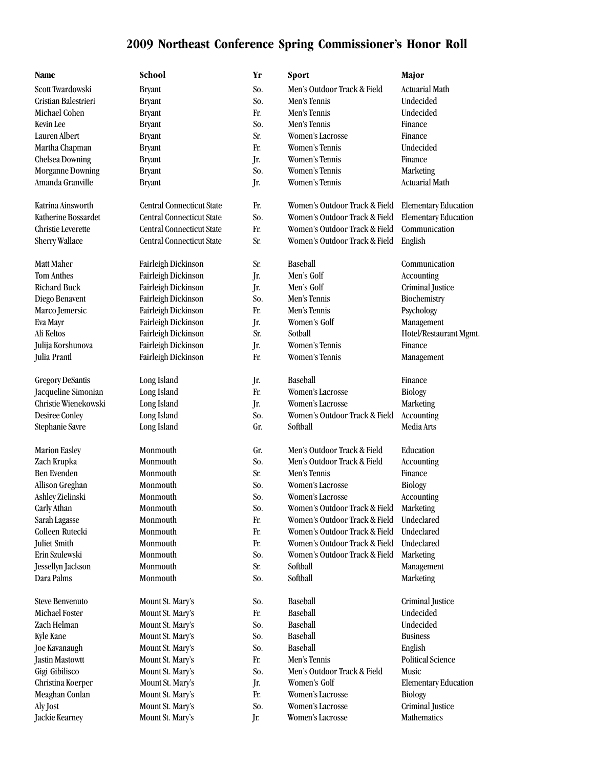# 2009 Northeast Conference Spring Commissioner's Honor Roll

| Name | School | Yr | Sport | Major |
|---|---|---|---|---|
| Scott Twardowski | Bryant | So. | Men's Outdoor Track & Field | Actuarial Math |
| Cristian Balestrieri | Bryant | So. | Men's Tennis | Undecided |
| Michael Cohen | Bryant | Fr. | Men's Tennis | Undecided |
| Kevin Lee | Bryant | So. | Men's Tennis | Finance |
| Lauren Albert | Bryant | Sr. | Women's Lacrosse | Finance |
| Martha Chapman | Bryant | Fr. | Women's Tennis | Undecided |
| Chelsea Downing | Bryant | Jr. | Women's Tennis | Finance |
| Morganne Downing | Bryant | So. | Women's Tennis | Marketing |
| Amanda Granville | Bryant | Jr. | Women's Tennis | Actuarial Math |
| Katrina Ainsworth | Central Connecticut State | Fr. | Women's Outdoor Track & Field | Elementary Education |
| Katherine Bossardet | Central Connecticut State | So. | Women's Outdoor Track & Field | Elementary Education |
| Christie Leverette | Central Connecticut State | Fr. | Women's Outdoor Track & Field | Communication |
| Sherry Wallace | Central Connecticut State | Sr. | Women's Outdoor Track & Field | English |
| Matt Maher | Fairleigh Dickinson | Sr. | Baseball | Communication |
| Tom Anthes | Fairleigh Dickinson | Jr. | Men's Golf | Accounting |
| Richard Buck | Fairleigh Dickinson | Jr. | Men's Golf | Criminal Justice |
| Diego Benavent | Fairleigh Dickinson | So. | Men's Tennis | Biochemistry |
| Marco Jemersic | Fairleigh Dickinson | Fr. | Men's Tennis | Psychology |
| Eva Mayr | Fairleigh Dickinson | Jr. | Women's Golf | Management |
| Ali Keltos | Fairleigh Dickinson | Sr. | Sotball | Hotel/Restaurant Mgmt. |
| Julija Korshunova | Fairleigh Dickinson | Jr. | Women's Tennis | Finance |
| Julia Prantl | Fairleigh Dickinson | Fr. | Women's Tennis | Management |
| Gregory DeSantis | Long Island | Jr. | Baseball | Finance |
| Jacqueline Simonian | Long Island | Fr. | Women's Lacrosse | Biology |
| Christie Wienekowski | Long Island | Jr. | Women's Lacrosse | Marketing |
| Desiree Conley | Long Island | So. | Women's Outdoor Track & Field | Accounting |
| Stephanie Savre | Long Island | Gr. | Softball | Media Arts |
| Marion Easley | Monmouth | Gr. | Men's Outdoor Track & Field | Education |
| Zach Krupka | Monmouth | So. | Men's Outdoor Track & Field | Accounting |
| Ben Evenden | Monmouth | Sr. | Men's Tennis | Finance |
| Allison Greghan | Monmouth | So. | Women's Lacrosse | Biology |
| Ashley Zielinski | Monmouth | So. | Women's Lacrosse | Accounting |
| Carly Athan | Monmouth | So. | Women's Outdoor Track & Field | Marketing |
| Sarah Lagasse | Monmouth | Fr. | Women's Outdoor Track & Field | Undeclared |
| Colleen Rutecki | Monmouth | Fr. | Women's Outdoor Track & Field | Undeclared |
| Juliet Smith | Monmouth | Fr. | Women's Outdoor Track & Field | Undeclared |
| Erin Szulewski | Monmouth | So. | Women's Outdoor Track & Field | Marketing |
| Jessellyn Jackson | Monmouth | Sr. | Softball | Management |
| Dara Palms | Monmouth | So. | Softball | Marketing |
| Steve Benvenuto | Mount St. Mary's | So. | Baseball | Criminal Justice |
| Michael Foster | Mount St. Mary's | Fr. | Baseball | Undecided |
| Zach Helman | Mount St. Mary's | So. | Baseball | Undecided |
| Kyle Kane | Mount St. Mary's | So. | Baseball | Business |
| Joe Kavanaugh | Mount St. Mary's | So. | Baseball | English |
| Jastin Mastowtt | Mount St. Mary's | Fr. | Men's Tennis | Political Science |
| Gigi Gibilisco | Mount St. Mary's | So. | Men's Outdoor Track & Field | Music |
| Christina Koerper | Mount St. Mary's | Jr. | Women's Golf | Elementary Education |
| Meaghan Conlan | Mount St. Mary's | Fr. | Women's Lacrosse | Biology |
| Aly Jost | Mount St. Mary's | So. | Women's Lacrosse | Criminal Justice |
| Jackie Kearney | Mount St. Mary's | Jr. | Women's Lacrosse | Mathematics |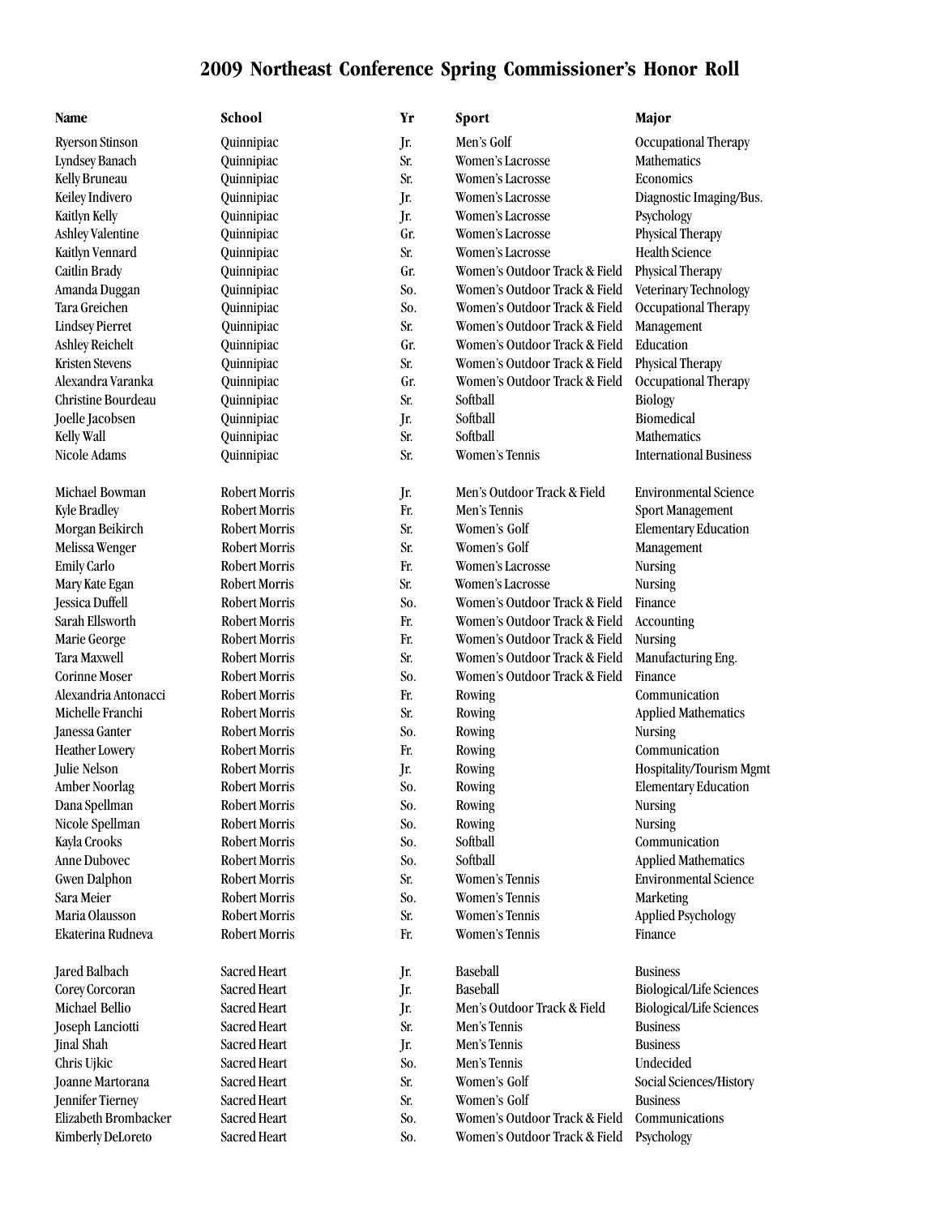# 2009 Northeast Conference Spring Commissioner's Honor Roll

| Name | School | Yr | Sport | Major |
|---|---|---|---|---|
| Ryerson Stinson | Quinnipiac | Jr. | Men's Golf | Occupational Therapy |
| Lyndsey Banach | Quinnipiac | Sr. | Women's Lacrosse | Mathematics |
| Kelly Bruneau | Quinnipiac | Sr. | Women's Lacrosse | Economics |
| Keiley Indivero | Quinnipiac | Jr. | Women's Lacrosse | Diagnostic Imaging/Bus. |
| Kaitlyn Kelly | Quinnipiac | Jr. | Women's Lacrosse | Psychology |
| Ashley Valentine | Quinnipiac | Gr. | Women's Lacrosse | Physical Therapy |
| Kaitlyn Vennard | Quinnipiac | Sr. | Women's Lacrosse | Health Science |
| Caitlin Brady | Quinnipiac | Gr. | Women's Outdoor Track & Field | Physical Therapy |
| Amanda Duggan | Quinnipiac | So. | Women's Outdoor Track & Field | Veterinary Technology |
| Tara Greichen | Quinnipiac | So. | Women's Outdoor Track & Field | Occupational Therapy |
| Lindsey Pierret | Quinnipiac | Sr. | Women's Outdoor Track & Field | Management |
| Ashley Reichelt | Quinnipiac | Gr. | Women's Outdoor Track & Field | Education |
| Kristen Stevens | Quinnipiac | Sr. | Women's Outdoor Track & Field | Physical Therapy |
| Alexandra Varanka | Quinnipiac | Gr. | Women's Outdoor Track & Field | Occupational Therapy |
| Christine Bourdeau | Quinnipiac | Sr. | Softball | Biology |
| Joelle Jacobsen | Quinnipiac | Jr. | Softball | Biomedical |
| Kelly Wall | Quinnipiac | Sr. | Softball | Mathematics |
| Nicole Adams | Quinnipiac | Sr. | Women's Tennis | International Business |
| | | | | |
| Michael Bowman | Robert Morris | Jr. | Men's Outdoor Track & Field | Environmental Science |
| Kyle Bradley | Robert Morris | Fr. | Men's Tennis | Sport Management |
| Morgan Beikirch | Robert Morris | Sr. | Women's Golf | Elementary Education |
| Melissa Wenger | Robert Morris | Sr. | Women's Golf | Management |
| Emily Carlo | Robert Morris | Fr. | Women's Lacrosse | Nursing |
| Mary Kate Egan | Robert Morris | Sr. | Women's Lacrosse | Nursing |
| Jessica Duffell | Robert Morris | So. | Women's Outdoor Track & Field | Finance |
| Sarah Ellsworth | Robert Morris | Fr. | Women's Outdoor Track & Field | Accounting |
| Marie George | Robert Morris | Fr. | Women's Outdoor Track & Field | Nursing |
| Tara Maxwell | Robert Morris | Sr. | Women's Outdoor Track & Field | Manufacturing Eng. |
| Corinne Moser | Robert Morris | So. | Women's Outdoor Track & Field | Finance |
| Alexandria Antonacci | Robert Morris | Fr. | Rowing | Communication |
| Michelle Franchi | Robert Morris | Sr. | Rowing | Applied Mathematics |
| Janessa Ganter | Robert Morris | So. | Rowing | Nursing |
| Heather Lowery | Robert Morris | Fr. | Rowing | Communication |
| Julie Nelson | Robert Morris | Jr. | Rowing | Hospitality/Tourism Mgmt |
| Amber Noorlag | Robert Morris | So. | Rowing | Elementary Education |
| Dana Spellman | Robert Morris | So. | Rowing | Nursing |
| Nicole Spellman | Robert Morris | So. | Rowing | Nursing |
| Kayla Crooks | Robert Morris | So. | Softball | Communication |
| Anne Dubovec | Robert Morris | So. | Softball | Applied Mathematics |
| Gwen Dalphon | Robert Morris | Sr. | Women's Tennis | Environmental Science |
| Sara Meier | Robert Morris | So. | Women's Tennis | Marketing |
| Maria Olausson | Robert Morris | Sr. | Women's Tennis | Applied Psychology |
| Ekaterina Rudneva | Robert Morris | Fr. | Women's Tennis | Finance |
| | | | | |
| Jared Balbach | Sacred Heart | Jr. | Baseball | Business |
| Corey Corcoran | Sacred Heart | Jr. | Baseball | Biological/Life Sciences |
| Michael Bellio | Sacred Heart | Jr. | Men's Outdoor Track & Field | Biological/Life Sciences |
| Joseph Lanciotti | Sacred Heart | Sr. | Men's Tennis | Business |
| Jinal Shah | Sacred Heart | Jr. | Men's Tennis | Business |
| Chris Ujkic | Sacred Heart | So. | Men's Tennis | Undecided |
| Joanne Martorana | Sacred Heart | Sr. | Women's Golf | Social Sciences/History |
| Jennifer Tierney | Sacred Heart | Sr. | Women's Golf | Business |
| Elizabeth Brombacker | Sacred Heart | So. | Women's Outdoor Track & Field | Communications |
| Kimberly DeLoreto | Sacred Heart | So. | Women's Outdoor Track & Field | Psychology |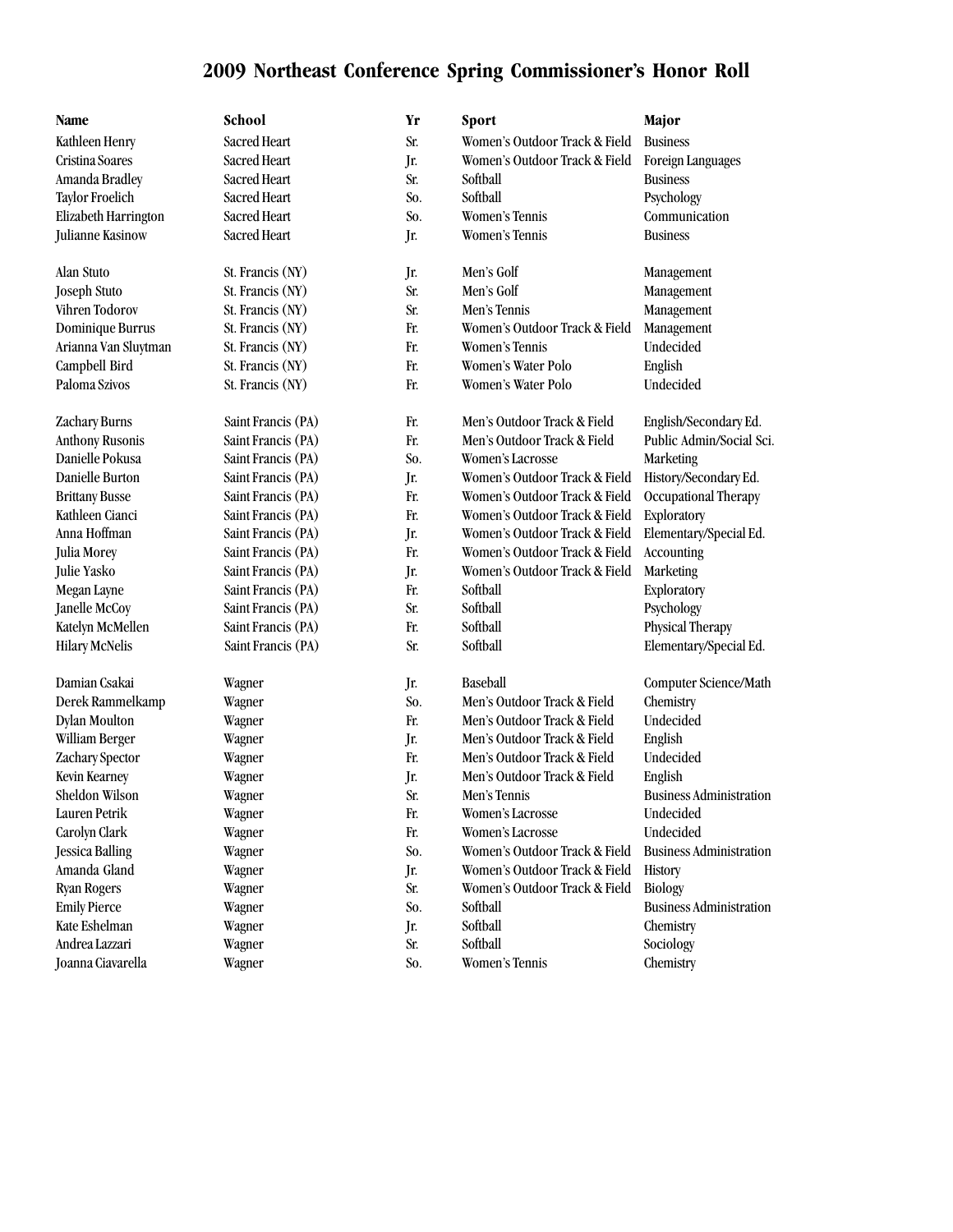# 2009 Northeast Conference Spring Commissioner's Honor Roll

| Name | School | Yr | Sport | Major |
|---|---|---|---|---|
| Kathleen Henry | Sacred Heart | Sr. | Women's Outdoor Track & Field | Business |
| Cristina Soares | Sacred Heart | Jr. | Women's Outdoor Track & Field | Foreign Languages |
| Amanda Bradley | Sacred Heart | Sr. | Softball | Business |
| Taylor Froelich | Sacred Heart | So. | Softball | Psychology |
| Elizabeth Harrington | Sacred Heart | So. | Women's Tennis | Communication |
| Julianne Kasinow | Sacred Heart | Jr. | Women's Tennis | Business |
| Alan Stuto | St. Francis (NY) | Jr. | Men's Golf | Management |
| Joseph Stuto | St. Francis (NY) | Sr. | Men's Golf | Management |
| Vihren Todorov | St. Francis (NY) | Sr. | Men's Tennis | Management |
| Dominique Burrus | St. Francis (NY) | Fr. | Women's Outdoor Track & Field | Management |
| Arianna Van Sluytman | St. Francis (NY) | Fr. | Women's Tennis | Undecided |
| Campbell Bird | St. Francis (NY) | Fr. | Women's Water Polo | English |
| Paloma Szivos | St. Francis (NY) | Fr. | Women's Water Polo | Undecided |
| Zachary Burns | Saint Francis (PA) | Fr. | Men's Outdoor Track & Field | English/Secondary Ed. |
| Anthony Rusonis | Saint Francis (PA) | Fr. | Men's Outdoor Track & Field | Public Admin/Social Sci. |
| Danielle Pokusa | Saint Francis (PA) | So. | Women's Lacrosse | Marketing |
| Danielle Burton | Saint Francis (PA) | Jr. | Women's Outdoor Track & Field | History/Secondary Ed. |
| Brittany Busse | Saint Francis (PA) | Fr. | Women's Outdoor Track & Field | Occupational Therapy |
| Kathleen Cianci | Saint Francis (PA) | Fr. | Women's Outdoor Track & Field | Exploratory |
| Anna Hoffman | Saint Francis (PA) | Jr. | Women's Outdoor Track & Field | Elementary/Special Ed. |
| Julia Morey | Saint Francis (PA) | Fr. | Women's Outdoor Track & Field | Accounting |
| Julie Yasko | Saint Francis (PA) | Jr. | Women's Outdoor Track & Field | Marketing |
| Megan Layne | Saint Francis (PA) | Fr. | Softball | Exploratory |
| Janelle McCoy | Saint Francis (PA) | Sr. | Softball | Psychology |
| Katelyn McMellen | Saint Francis (PA) | Fr. | Softball | Physical Therapy |
| Hilary McNelis | Saint Francis (PA) | Sr. | Softball | Elementary/Special Ed. |
| Damian Csakai | Wagner | Jr. | Baseball | Computer Science/Math |
| Derek Rammelkamp | Wagner | So. | Men's Outdoor Track & Field | Chemistry |
| Dylan Moulton | Wagner | Fr. | Men's Outdoor Track & Field | Undecided |
| William Berger | Wagner | Jr. | Men's Outdoor Track & Field | English |
| Zachary Spector | Wagner | Fr. | Men's Outdoor Track & Field | Undecided |
| Kevin Kearney | Wagner | Jr. | Men's Outdoor Track & Field | English |
| Sheldon Wilson | Wagner | Sr. | Men's Tennis | Business Administration |
| Lauren Petrik | Wagner | Fr. | Women's Lacrosse | Undecided |
| Carolyn Clark | Wagner | Fr. | Women's Lacrosse | Undecided |
| Jessica Balling | Wagner | So. | Women's Outdoor Track & Field | Business Administration |
| Amanda Gland | Wagner | Jr. | Women's Outdoor Track & Field | History |
| Ryan Rogers | Wagner | Sr. | Women's Outdoor Track & Field | Biology |
| Emily Pierce | Wagner | So. | Softball | Business Administration |
| Kate Eshelman | Wagner | Jr. | Softball | Chemistry |
| Andrea Lazzari | Wagner | Sr. | Softball | Sociology |
| Joanna Ciavarella | Wagner | So. | Women's Tennis | Chemistry |